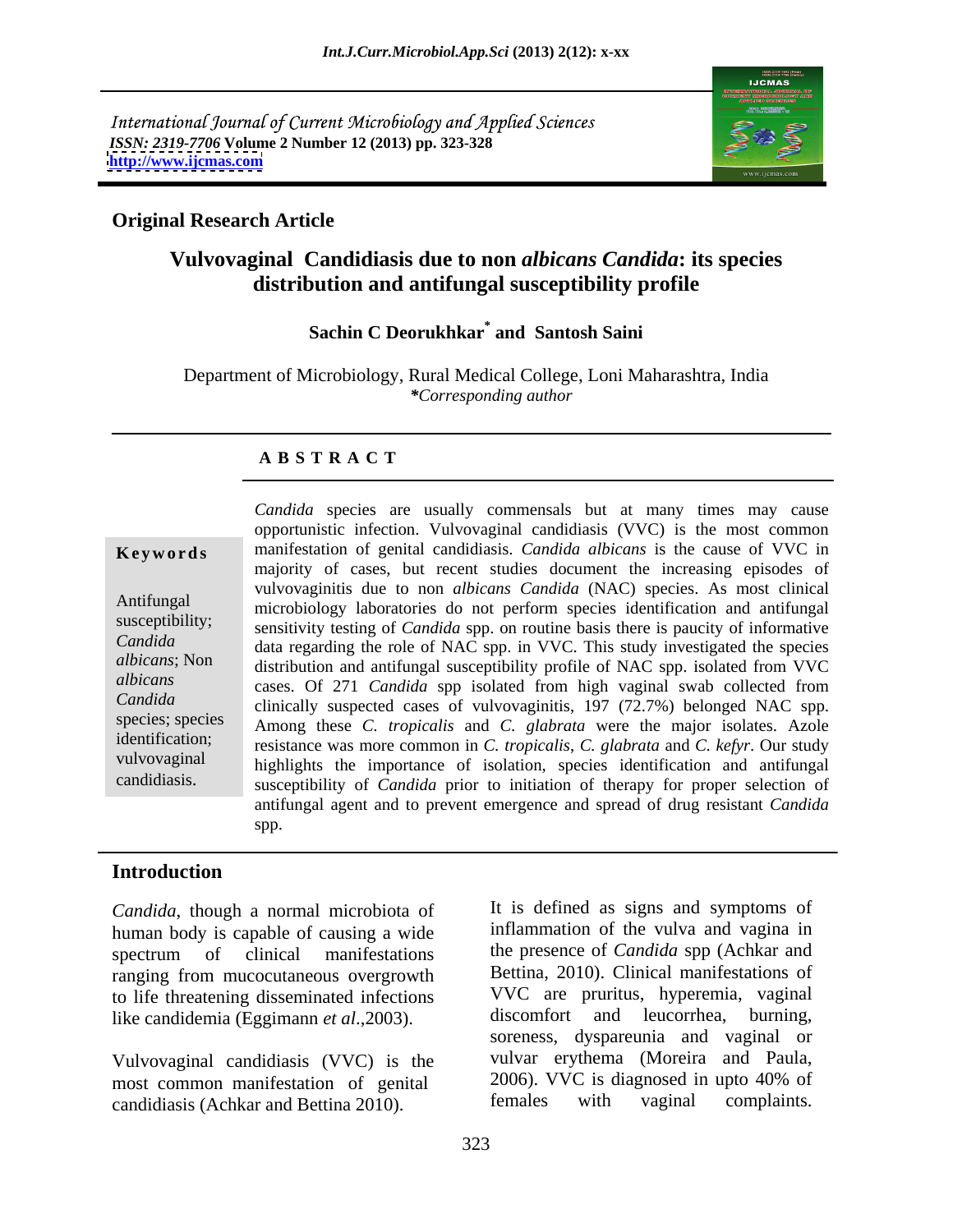International Journal of Current Microbiology and Applied Sciences
*ISSN: 2319-7706* **Volume 2 Number 12 (2013) pp. 323-328**
**http://www.ijcmas.com**

**Original Research Article**

# Vulvovaginal Candidiasis due to non *albicans Candida*: its species distribution and antifungal susceptibility profile

**Sachin C Deorukhkar* and Santosh Saini**

Department of Microbiology, Rural Medical College, Loni Maharashtra, India
*\*Corresponding author*

## A B S T R A C T

**Keywords**

Antifungal susceptibility; *Candida albicans*; Non *albicans Candida* species; species identification; vulvovaginal candidiasis.

*Candida* species are usually commensals but at many times may cause opportunistic infection. Vulvovaginal candidiasis (VVC) is the most common manifestation of genital candidiasis. *Candida albicans* is the cause of VVC in majority of cases, but recent studies document the increasing episodes of vulvovaginitis due to non *albicans Candida* (NAC) species. As most clinical microbiology laboratories do not perform species identification and antifungal sensitivity testing of *Candida* spp. on routine basis there is paucity of informative data regarding the role of NAC spp. in VVC. This study investigated the species distribution and antifungal susceptibility profile of NAC spp. isolated from VVC cases. Of 271 *Candida* spp isolated from high vaginal swab collected from clinically suspected cases of vulvovaginitis, 197 (72.7%) belonged NAC spp. Among these *C. tropicalis* and *C. glabrata* were the major isolates. Azole resistance was more common in *C. tropicalis*, *C. glabrata* and *C. kefyr*. Our study highlights the importance of isolation, species identification and antifungal susceptibility of *Candida* prior to initiation of therapy for proper selection of antifungal agent and to prevent emergence and spread of drug resistant *Candida* spp.

## Introduction

*Candida*, though a normal microbiota of human body is capable of causing a wide spectrum of clinical manifestations ranging from mucocutaneous overgrowth to life threatening disseminated infections like candidemia (Eggimann *et al*.,2003).

Vulvovaginal candidiasis (VVC) is the most common manifestation of genital candidiasis (Achkar and Bettina 2010). It is defined as signs and symptoms of inflammation of the vulva and vagina in the presence of *Candida* spp (Achkar and Bettina, 2010). Clinical manifestations of VVC are pruritus, hyperemia, vaginal discomfort and leucorrhea, burning, soreness, dyspareunia and vaginal or vulvar erythema (Moreira and Paula, 2006). VVC is diagnosed in upto 40% of females with vaginal complaints.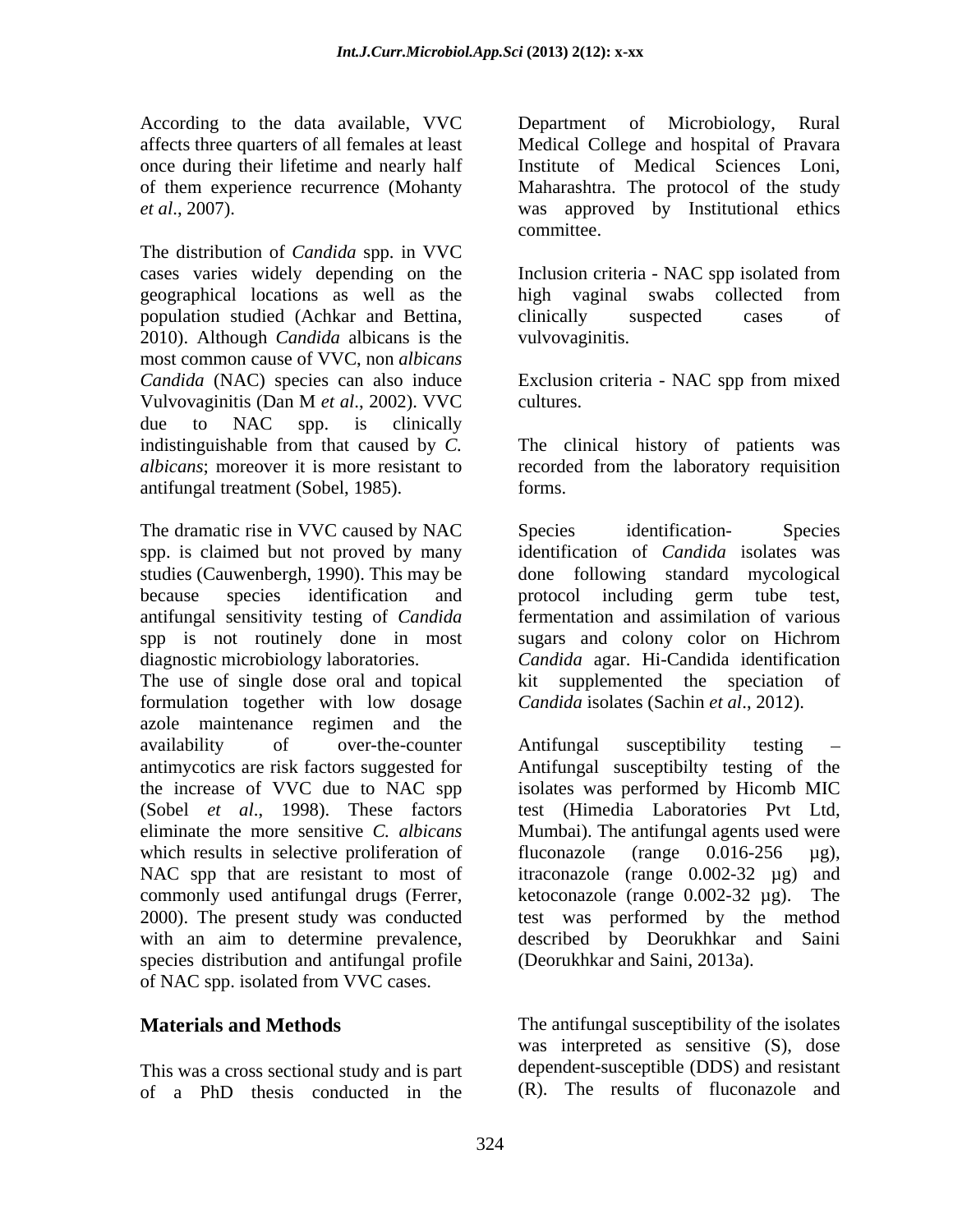According to the data available, VVC affects three quarters of all females at least once during their lifetime and nearly half of them experience recurrence (Mohanty *et al*., 2007).

The distribution of *Candida* spp. in VVC cases varies widely depending on the geographical locations as well as the population studied (Achkar and Bettina, 2010). Although *Candida* albicans is the most common cause of VVC, non *albicans Candida* (NAC) species can also induce Vulvovaginitis (Dan M *et al*., 2002). VVC due to NAC spp. is clinically indistinguishable from that caused by *C. albicans*; moreover it is more resistant to antifungal treatment (Sobel, 1985).

The dramatic rise in VVC caused by NAC spp. is claimed but not proved by many studies (Cauwenbergh, 1990). This may be because species identification and antifungal sensitivity testing of *Candida* spp is not routinely done in most diagnostic microbiology laboratories.
The use of single dose oral and topical formulation together with low dosage azole maintenance regimen and the availability of over-the-counter antimycotics are risk factors suggested for the increase of VVC due to NAC spp (Sobel *et al*., 1998). These factors eliminate the more sensitive *C. albicans* which results in selective proliferation of NAC spp that are resistant to most of commonly used antifungal drugs (Ferrer, 2000). The present study was conducted with an aim to determine prevalence, species distribution and antifungal profile of NAC spp. isolated from VVC cases.

## Materials and Methods

This was a cross sectional study and is part of a PhD thesis conducted in the Department of Microbiology, Rural Medical College and hospital of Pravara Institute of Medical Sciences Loni, Maharashtra. The protocol of the study was approved by Institutional ethics committee.

Inclusion criteria - NAC spp isolated from high vaginal swabs collected from clinically suspected cases of vulvovaginitis.

Exclusion criteria - NAC spp from mixed cultures.

The clinical history of patients was recorded from the laboratory requisition forms.

Species identification- Species identification of *Candida* isolates was done following standard mycological protocol including germ tube test, fermentation and assimilation of various sugars and colony color on Hichrom *Candida* agar. Hi-Candida identification kit supplemented the speciation of *Candida* isolates (Sachin *et al*., 2012).

Antifungal susceptibility testing – Antifungal susceptibilty testing of the isolates was performed by Hicomb MIC test (Himedia Laboratories Pvt Ltd, Mumbai). The antifungal agents used were fluconazole (range 0.016-256 µg), itraconazole (range 0.002-32 µg) and ketoconazole (range 0.002-32 µg). The test was performed by the method described by Deorukhkar and Saini (Deorukhkar and Saini, 2013a).

The antifungal susceptibility of the isolates was interpreted as sensitive (S), dose dependent-susceptible (DDS) and resistant (R). The results of fluconazole and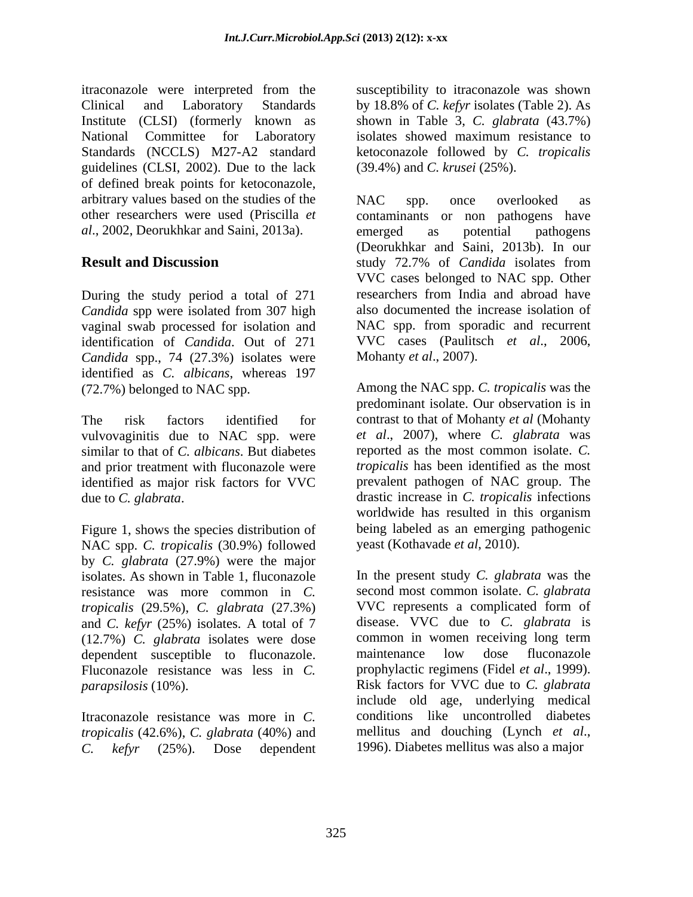itraconazole were interpreted from the Clinical and Laboratory Standards Institute (CLSI) (formerly known as National Committee for Laboratory Standards (NCCLS) M27-A2 standard guidelines (CLSI, 2002). Due to the lack of defined break points for ketoconazole, arbitrary values based on the studies of the other researchers were used (Priscilla *et al*., 2002, Deorukhkar and Saini, 2013a).

## Result and Discussion

During the study period a total of 271 *Candida* spp were isolated from 307 high vaginal swab processed for isolation and identification of *Candida*. Out of 271 *Candida* spp., 74 (27.3%) isolates were identified as *C. albicans*, whereas 197 (72.7%) belonged to NAC spp.

The risk factors identified for vulvovaginitis due to NAC spp. were similar to that of *C. albicans*. But diabetes and prior treatment with fluconazole were identified as major risk factors for VVC due to *C. glabrata*.

Figure 1, shows the species distribution of NAC spp. *C. tropicalis* (30.9%) followed by *C. glabrata* (27.9%) were the major isolates. As shown in Table 1, fluconazole resistance was more common in *C. tropicalis* (29.5%), *C. glabrata* (27.3%) and *C. kefyr* (25%) isolates. A total of 7 (12.7%) *C. glabrata* isolates were dose dependent susceptible to fluconazole. Fluconazole resistance was less in *C. parapsilosis* (10%).

Itraconazole resistance was more in *C. tropicalis* (42.6%), *C. glabrata* (40%) and *C. kefyr* (25%). Dose dependent susceptibility to itraconazole was shown by 18.8% of *C. kefyr* isolates (Table 2). As shown in Table 3, *C. glabrata* (43.7%) isolates showed maximum resistance to ketoconazole followed by *C. tropicalis* (39.4%) and *C. krusei* (25%).

NAC spp. once overlooked as contaminants or non pathogens have emerged as potential pathogens (Deorukhkar and Saini, 2013b). In our study 72.7% of *Candida* isolates from VVC cases belonged to NAC spp. Other researchers from India and abroad have also documented the increase isolation of NAC spp. from sporadic and recurrent VVC cases (Paulitsch *et al*., 2006, Mohanty *et al*., 2007).

Among the NAC spp. *C. tropicalis* was the predominant isolate. Our observation is in contrast to that of Mohanty *et al* (Mohanty *et al*., 2007), where *C. glabrata* was reported as the most common isolate. *C. tropicalis* has been identified as the most prevalent pathogen of NAC group. The drastic increase in *C. tropicalis* infections worldwide has resulted in this organism being labeled as an emerging pathogenic yeast (Kothavade *et al*, 2010).

In the present study *C. glabrata* was the second most common isolate. *C. glabrata* VVC represents a complicated form of disease. VVC due to *C. glabrata* is common in women receiving long term maintenance low dose fluconazole prophylactic regimens (Fidel *et al*., 1999). Risk factors for VVC due to *C. glabrata* include old age, underlying medical conditions like uncontrolled diabetes mellitus and douching (Lynch *et al*., 1996). Diabetes mellitus was also a major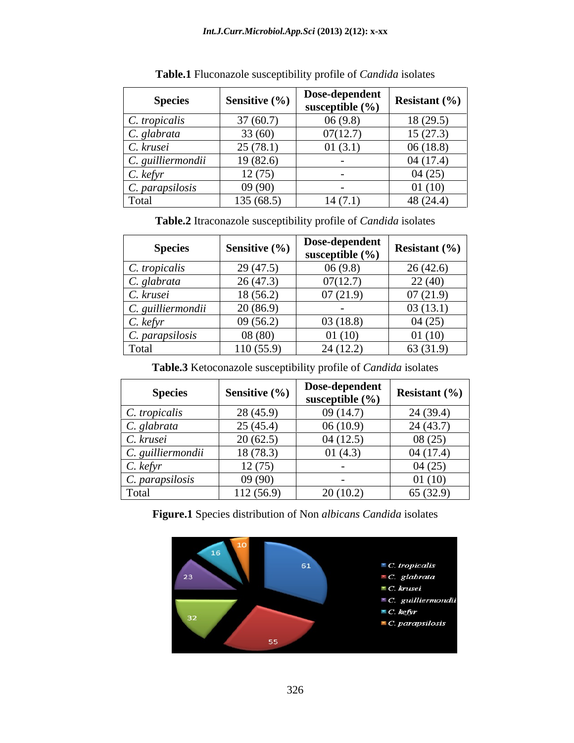**Table.1** Fluconazole susceptibility profile of *Candida* isolates

| Species | Sensitive (%) | Dose-dependent susceptible (%) | Resistant (%) |
|---|---|---|---|
| *C. tropicalis* | 37 (60.7) | 06 (9.8) | 18 (29.5) |
| *C. glabrata* | 33 (60) | 07(12.7) | 15 (27.3) |
| *C. krusei* | 25 (78.1) | 01 (3.1) | 06 (18.8) |
| *C. guilliermondii* | 19 (82.6) | - | 04 (17.4) |
| *C. kefyr* | 12 (75) | - | 04 (25) |
| *C. parapsilosis* | 09 (90) | - | 01 (10) |
| Total | 135 (68.5) | 14 (7.1) | 48 (24.4) |

**Table.2** Itraconazole susceptibility profile of *Candida* isolates

| Species | Sensitive (%) | Dose-dependent susceptible (%) | Resistant (%) |
|---|---|---|---|
| *C. tropicalis* | 29 (47.5) | 06 (9.8) | 26 (42.6) |
| *C. glabrata* | 26 (47.3) | 07(12.7) | 22 (40) |
| *C. krusei* | 18 (56.2) | 07 (21.9) | 07 (21.9) |
| *C. guilliermondii* | 20 (86.9) | - | 03 (13.1) |
| *C. kefyr* | 09 (56.2) | 03 (18.8) | 04 (25) |
| *C. parapsilosis* | 08 (80) | 01 (10) | 01 (10) |
| Total | 110 (55.9) | 24 (12.2) | 63 (31.9) |

**Table.3** Ketoconazole susceptibility profile of *Candida* isolates

| Species | Sensitive (%) | Dose-dependent susceptible (%) | Resistant (%) |
|---|---|---|---|
| *C. tropicalis* | 28 (45.9) | 09 (14.7) | 24 (39.4) |
| *C. glabrata* | 25 (45.4) | 06 (10.9) | 24 (43.7) |
| *C. krusei* | 20 (62.5) | 04 (12.5) | 08 (25) |
| *C. guilliermondii* | 18 (78.3) | 01 (4.3) | 04 (17.4) |
| *C. kefyr* | 12 (75) | - | 04 (25) |
| *C. parapsilosis* | 09 (90) | - | 01 (10) |
| Total | 112 (56.9) | 20 (10.2) | 65 (32.9) |

**Figure.1** Species distribution of Non *albicans Candida* isolates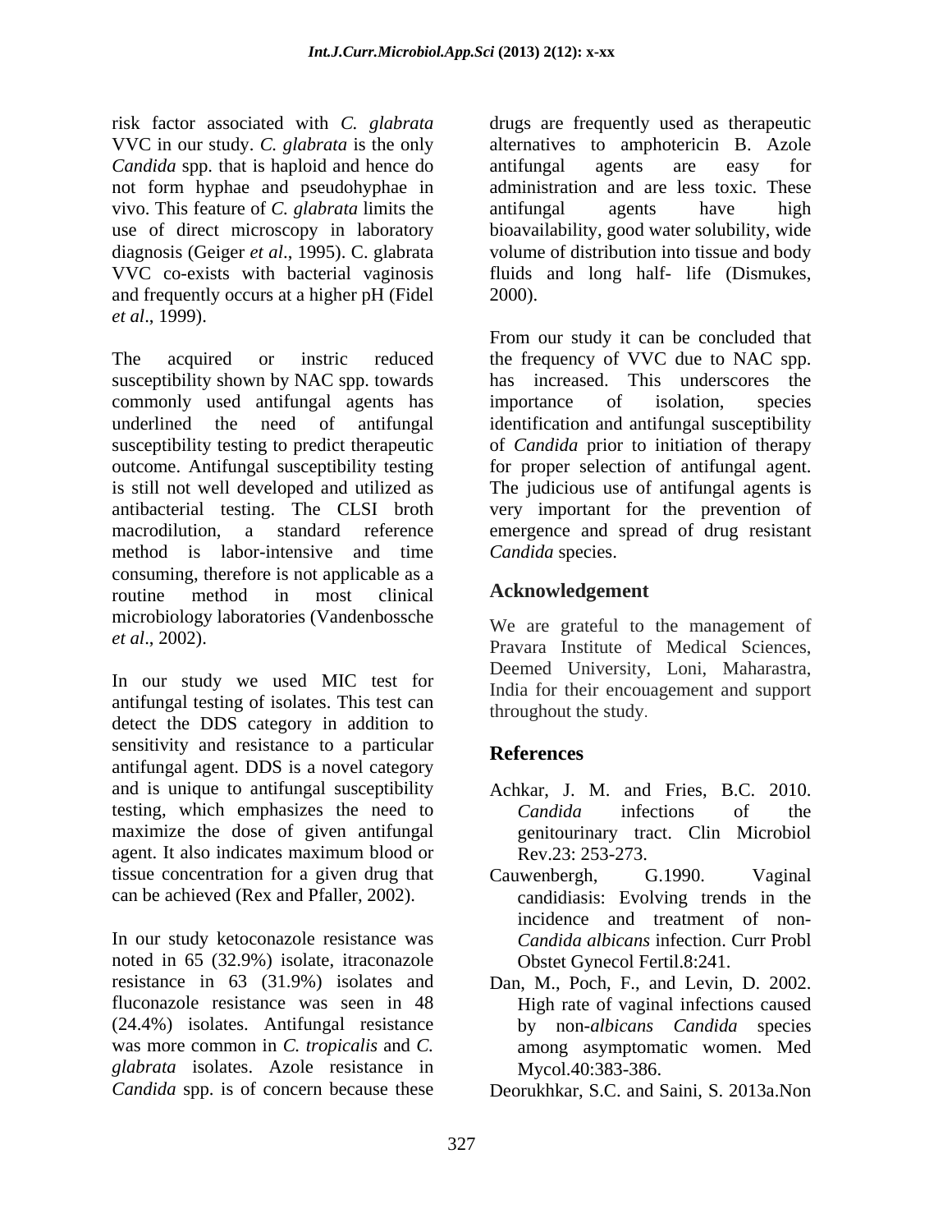risk factor associated with *C. glabrata* VVC in our study. *C. glabrata* is the only *Candida* spp. that is haploid and hence do not form hyphae and pseudohyphae in vivo. This feature of *C. glabrata* limits the use of direct microscopy in laboratory diagnosis (Geiger *et al*., 1995). C. glabrata VVC co-exists with bacterial vaginosis and frequently occurs at a higher pH (Fidel *et al*., 1999).

The acquired or instric reduced susceptibility shown by NAC spp. towards commonly used antifungal agents has underlined the need of antifungal susceptibility testing to predict therapeutic outcome. Antifungal susceptibility testing is still not well developed and utilized as antibacterial testing. The CLSI broth macrodilution, a standard reference method is labor-intensive and time consuming, therefore is not applicable as a routine method in most clinical microbiology laboratories (Vandenbossche *et al*., 2002).

In our study we used MIC test for antifungal testing of isolates. This test can detect the DDS category in addition to sensitivity and resistance to a particular antifungal agent. DDS is a novel category and is unique to antifungal susceptibility testing, which emphasizes the need to maximize the dose of given antifungal agent. It also indicates maximum blood or tissue concentration for a given drug that can be achieved (Rex and Pfaller, 2002).

In our study ketoconazole resistance was noted in 65 (32.9%) isolate, itraconazole resistance in 63 (31.9%) isolates and fluconazole resistance was seen in 48 (24.4%) isolates. Antifungal resistance was more common in *C. tropicalis* and *C. glabrata* isolates. Azole resistance in *Candida* spp. is of concern because these drugs are frequently used as therapeutic alternatives to amphotericin B. Azole antifungal agents are easy for administration and are less toxic. These antifungal agents have high bioavailability, good water solubility, wide volume of distribution into tissue and body fluids and long half- life (Dismukes, 2000).

From our study it can be concluded that the frequency of VVC due to NAC spp. has increased. This underscores the importance of isolation, species identification and antifungal susceptibility of *Candida* prior to initiation of therapy for proper selection of antifungal agent. The judicious use of antifungal agents is very important for the prevention of emergence and spread of drug resistant *Candida* species.

## Acknowledgement

We are grateful to the management of Pravara Institute of Medical Sciences, Deemed University, Loni, Maharastra, India for their encouagement and support throughout the study.

## References

Achkar, J. M. and Fries, B.C. 2010. *Candida* infections of the genitourinary tract. Clin Microbiol Rev.23: 253-273.

Cauwenbergh, G.1990. Vaginal candidiasis: Evolving trends in the incidence and treatment of non-*Candida albicans* infection. Curr Probl Obstet Gynecol Fertil.8:241.

Dan, M., Poch, F., and Levin, D. 2002. High rate of vaginal infections caused by non-*albicans Candida* species among asymptomatic women. Med Mycol.40:383-386.

Deorukhkar, S.C. and Saini, S. 2013a.Non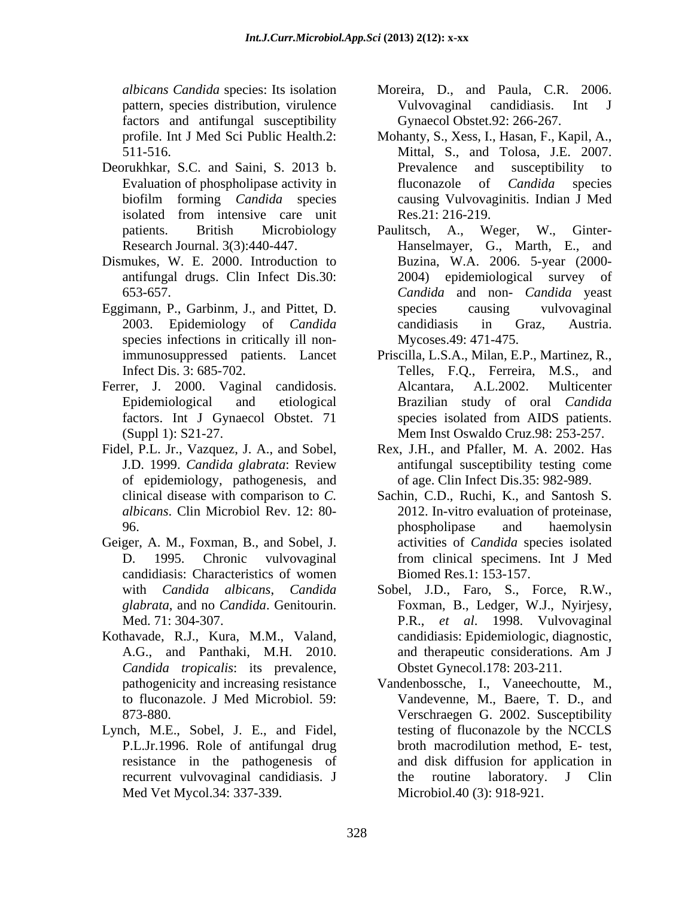*albicans Candida* species: Its isolation pattern, species distribution, virulence factors and antifungal susceptibility profile. Int J Med Sci Public Health.2: 511-516.

Deorukhkar, S.C. and Saini, S. 2013 b. Evaluation of phospholipase activity in biofilm forming *Candida* species isolated from intensive care unit patients. British Microbiology Research Journal. 3(3):440-447.

Dismukes, W. E. 2000. Introduction to antifungal drugs. Clin Infect Dis.30: 653-657.

Eggimann, P., Garbinm, J., and Pittet, D. 2003. Epidemiology of *Candida* species infections in critically ill non-immunosuppressed patients. Lancet Infect Dis. 3: 685-702.

Ferrer, J. 2000. Vaginal candidosis. Epidemiological and etiological factors. Int J Gynaecol Obstet. 71 (Suppl 1): S21-27.

Fidel, P.L. Jr., Vazquez, J. A., and Sobel, J.D. 1999. *Candida glabrata*: Review of epidemiology, pathogenesis, and clinical disease with comparison to *C. albicans*. Clin Microbiol Rev. 12: 80-96.

Geiger, A. M., Foxman, B., and Sobel, J. D. 1995. Chronic vulvovaginal candidiasis: Characteristics of women with *Candida albicans*, *Candida glabrata*, and no *Candida*. Genitourin. Med. 71: 304-307.

Kothavade, R.J., Kura, M.M., Valand, A.G., and Panthaki, M.H. 2010. *Candida tropicalis*: its prevalence, pathogenicity and increasing resistance to fluconazole. J Med Microbiol. 59: 873-880.

Lynch, M.E., Sobel, J. E., and Fidel, P.L.Jr.1996. Role of antifungal drug resistance in the pathogenesis of recurrent vulvovaginal candidiasis. J Med Vet Mycol.34: 337-339.

Moreira, D., and Paula, C.R. 2006. Vulvovaginal candidiasis. Int J Gynaecol Obstet.92: 266-267.

Mohanty, S., Xess, I., Hasan, F., Kapil, A., Mittal, S., and Tolosa, J.E. 2007. Prevalence and susceptibility to fluconazole of *Candida* species causing Vulvovaginitis. Indian J Med Res.21: 216-219.

Paulitsch, A., Weger, W., Ginter-Hanselmayer, G., Marth, E., and Buzina, W.A. 2006. 5-year (2000-2004) epidemiological survey of *Candida* and non- *Candida* yeast species causing vulvovaginal candidiasis in Graz, Austria. Mycoses.49: 471-475.

Priscilla, L.S.A., Milan, E.P., Martinez, R., Telles, F.Q., Ferreira, M.S., and Alcantara, A.L.2002. Multicenter Brazilian study of oral *Candida* species isolated from AIDS patients. Mem Inst Oswaldo Cruz.98: 253-257.

Rex, J.H., and Pfaller, M. A. 2002. Has antifungal susceptibility testing come of age. Clin Infect Dis.35: 982-989.

Sachin, C.D., Ruchi, K., and Santosh S. 2012. In-vitro evaluation of proteinase, phospholipase and haemolysin activities of *Candida* species isolated from clinical specimens. Int J Med Biomed Res.1: 153-157.

Sobel, J.D., Faro, S., Force, R.W., Foxman, B., Ledger, W.J., Nyirjesy, P.R., *et al*. 1998. Vulvovaginal candidiasis: Epidemiologic, diagnostic, and therapeutic considerations. Am J Obstet Gynecol.178: 203-211.

Vandenbossche, I., Vaneechoutte, M., Vandevenne, M., Baere, T. D., and Verschraegen G. 2002. Susceptibility testing of fluconazole by the NCCLS broth macrodilution method, E- test, and disk diffusion for application in the routine laboratory. J Clin Microbiol.40 (3): 918-921.